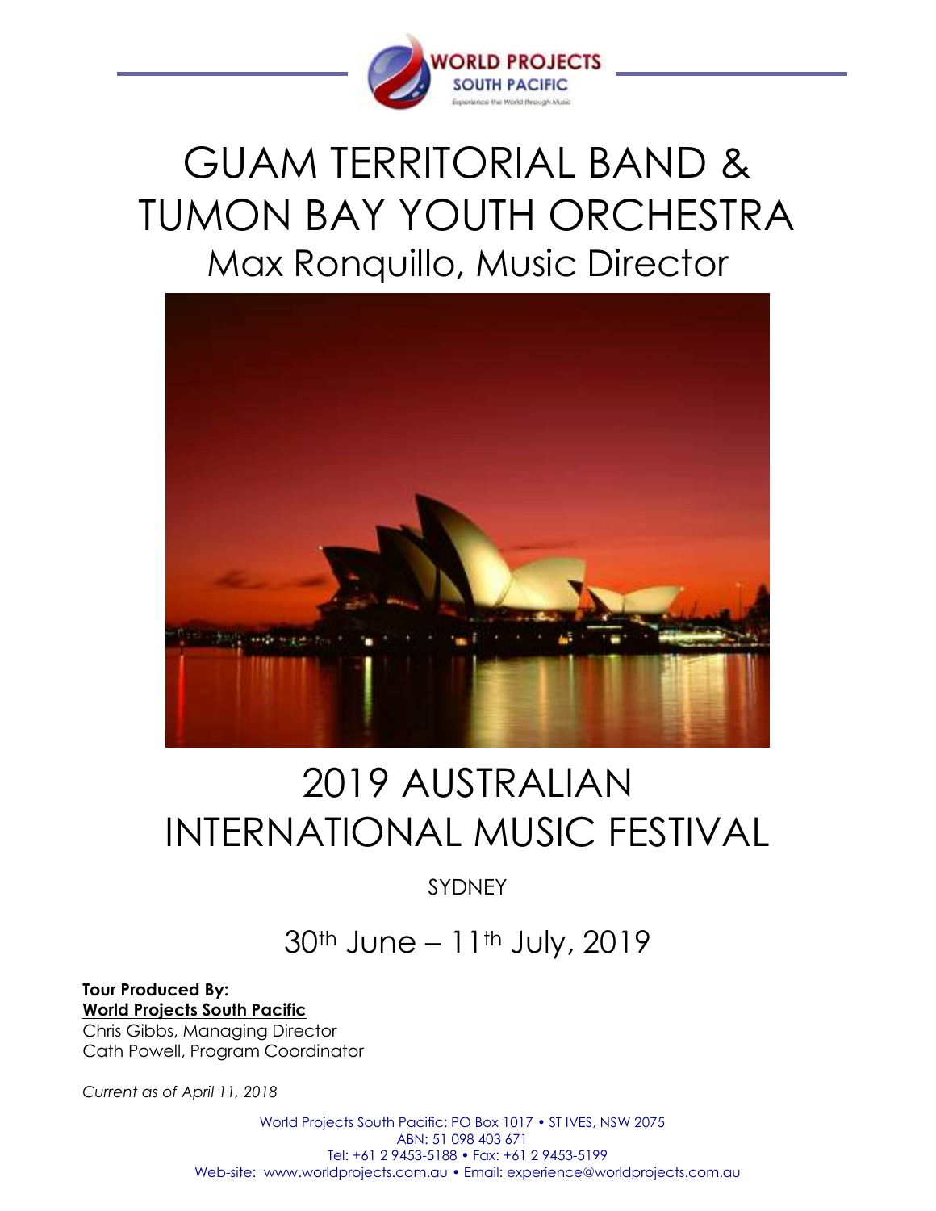# GUAM TERRITORIAL BAND & TUMON BAY YOUTH ORCHESTRA

## Max Ronquillo, Music Director

# 2019 AUSTRALIAN INTERNATIONAL MUSIC FESTIVAL

SYDNEY

30th June – 11th July, 2019

**Tour Produced By:**
**World Projects South Pacific**
Chris Gibbs, Managing Director
Cath Powell, Program Coordinator

*Current as of April 11, 2018*

World Projects South Pacific: PO Box 1017 • ST IVES, NSW 2075
ABN: 51 098 403 671
Tel: +61 2 9453-5188 • Fax: +61 2 9453-5199
Web-site: www.worldprojects.com.au • Email: experience@worldprojects.com.au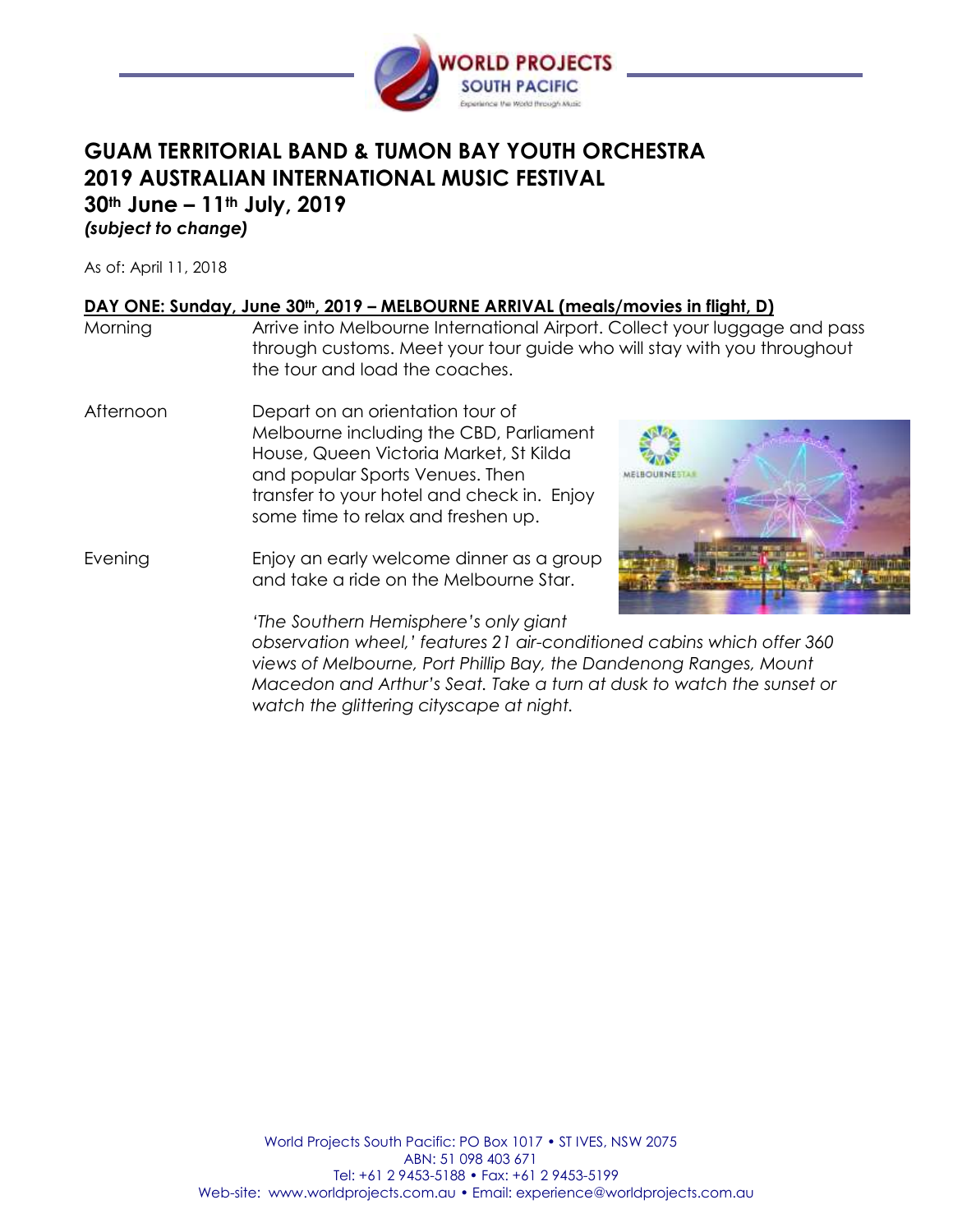# GUAM TERRITORIAL BAND & TUMON BAY YOUTH ORCHESTRA
# 2019 AUSTRALIAN INTERNATIONAL MUSIC FESTIVAL
## 30th June – 11th July, 2019
***(subject to change)***

As of: April 11, 2018

**DAY ONE: Sunday, June 30th, 2019 – MELBOURNE ARRIVAL (meals/movies in flight, D)**

| | |
|---|---|
| Morning | Arrive into Melbourne International Airport. Collect your luggage and pass through customs. Meet your tour guide who will stay with you throughout the tour and load the coaches. |
| Afternoon | Depart on an orientation tour of Melbourne including the CBD, Parliament House, Queen Victoria Market, St Kilda and popular Sports Venues. Then transfer to your hotel and check in. Enjoy some time to relax and freshen up. |
| Evening | Enjoy an early welcome dinner as a group and take a ride on the Melbourne Star. |

*'The Southern Hemisphere's only giant observation wheel,' features 21 air-conditioned cabins which offer 360 views of Melbourne, Port Phillip Bay, the Dandenong Ranges, Mount Macedon and Arthur's Seat. Take a turn at dusk to watch the sunset or watch the glittering cityscape at night.*

World Projects South Pacific: PO Box 1017 • ST IVES, NSW 2075
ABN: 51 098 403 671
Tel: +61 2 9453-5188 • Fax: +61 2 9453-5199
Web-site: www.worldprojects.com.au • Email: experience@worldprojects.com.au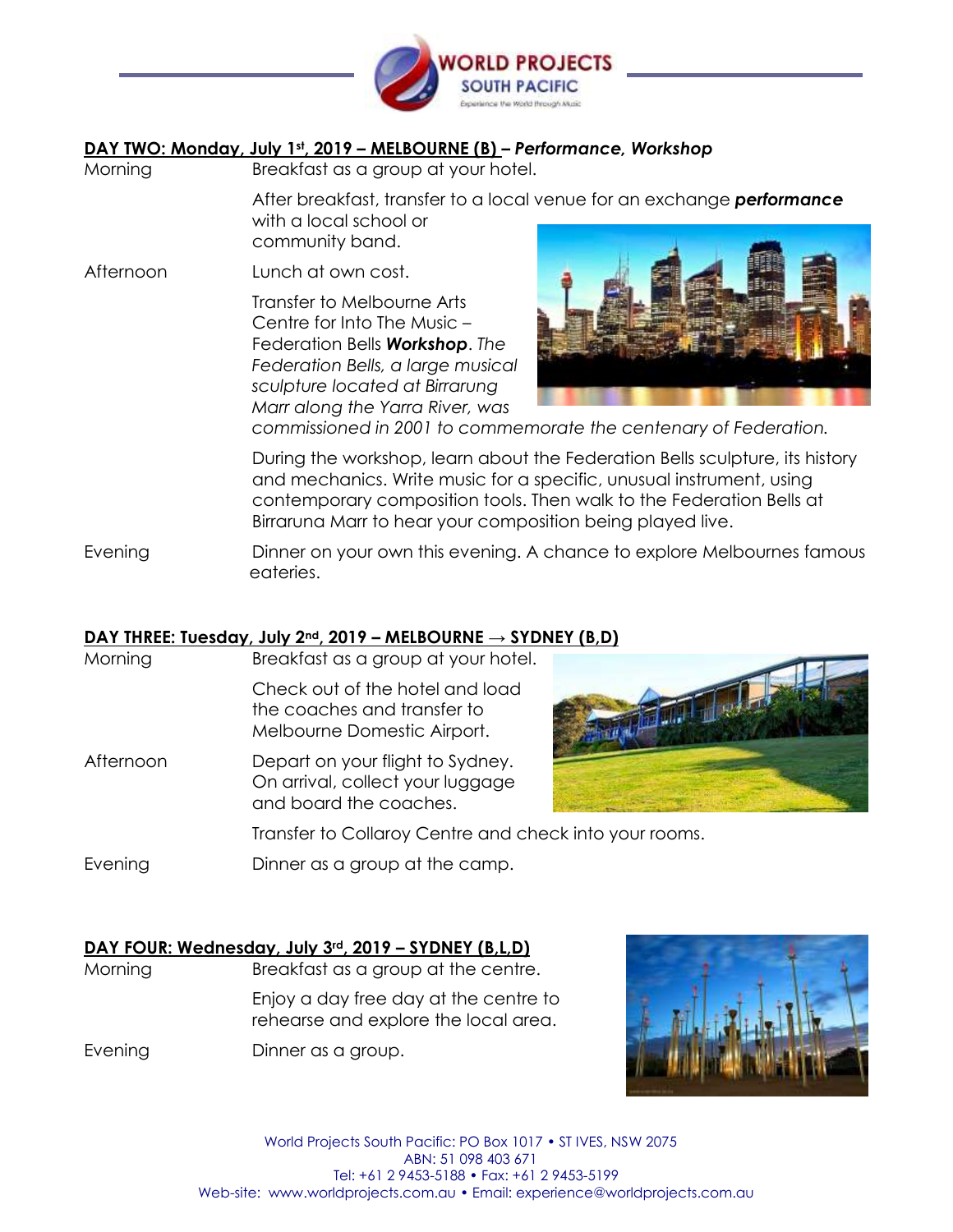## DAY TWO: Monday, July 1st, 2019 – MELBOURNE (B) – *Performance, Workshop*

Morning — Breakfast as a group at your hotel.

After breakfast, transfer to a local venue for an exchange ***performance*** with a local school or community band.

Afternoon — Lunch at own cost.

Transfer to Melbourne Arts Centre for Into The Music – Federation Bells ***Workshop***. *The Federation Bells, a large musical sculpture located at Birrarung Marr along the Yarra River, was commissioned in 2001 to commemorate the centenary of Federation.*

During the workshop, learn about the Federation Bells sculpture, its history and mechanics. Write music for a specific, unusual instrument, using contemporary composition tools. Then walk to the Federation Bells at Birraruna Marr to hear your composition being played live.

Evening — Dinner on your own this evening. A chance to explore Melbournes famous eateries.

## DAY THREE: Tuesday, July 2nd, 2019 – MELBOURNE → SYDNEY (B,D)

Morning — Breakfast as a group at your hotel.

Check out of the hotel and load the coaches and transfer to Melbourne Domestic Airport.

Afternoon — Depart on your flight to Sydney. On arrival, collect your luggage and board the coaches.

Transfer to Collaroy Centre and check into your rooms.

Evening — Dinner as a group at the camp.

## DAY FOUR: Wednesday, July 3rd, 2019 – SYDNEY (B,L,D)

Morning — Breakfast as a group at the centre.

Enjoy a day free day at the centre to rehearse and explore the local area.

Evening — Dinner as a group.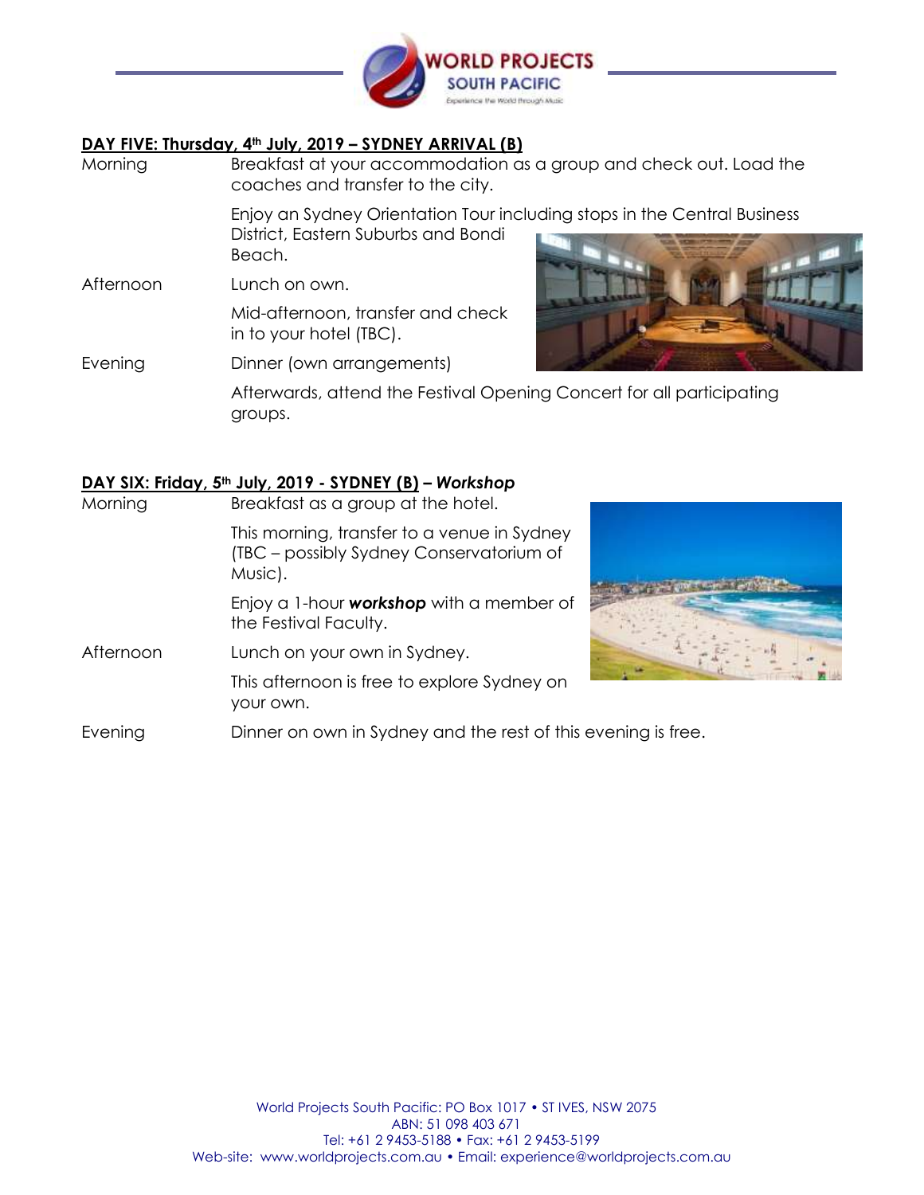## DAY FIVE: Thursday, 4th July, 2019 – SYDNEY ARRIVAL (B)

| | |
|---|---|
| Morning | Breakfast at your accommodation as a group and check out. Load the coaches and transfer to the city. |
| | Enjoy an Sydney Orientation Tour including stops in the Central Business District, Eastern Suburbs and Bondi Beach. |
| Afternoon | Lunch on own. |
| | Mid-afternoon, transfer and check in to your hotel (TBC). |
| Evening | Dinner (own arrangements) |
| | Afterwards, attend the Festival Opening Concert for all participating groups. |

## DAY SIX: Friday, 5th July, 2019 - SYDNEY (B) – *Workshop*

| | |
|---|---|
| Morning | Breakfast as a group at the hotel. |
| | This morning, transfer to a venue in Sydney (TBC – possibly Sydney Conservatorium of Music). |
| | Enjoy a 1-hour ***workshop*** with a member of the Festival Faculty. |
| Afternoon | Lunch on your own in Sydney. |
| | This afternoon is free to explore Sydney on your own. |
| Evening | Dinner on own in Sydney and the rest of this evening is free. |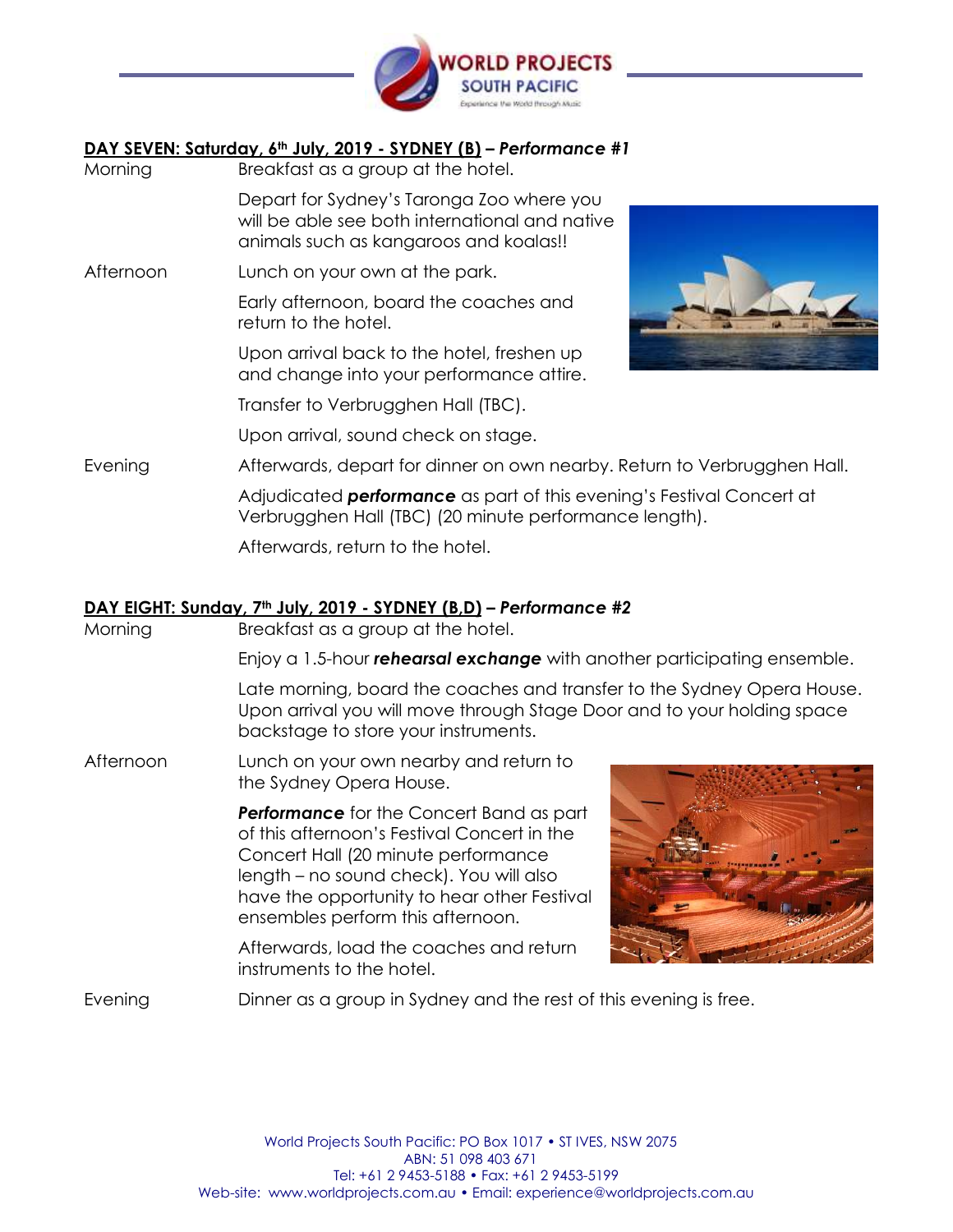## DAY SEVEN: Saturday, 6th July, 2019 - SYDNEY (B) – *Performance #1*

| | |
|---|---|
| Morning | Breakfast as a group at the hotel. |
| | Depart for Sydney's Taronga Zoo where you will be able see both international and native animals such as kangaroos and koalas!! |
| Afternoon | Lunch on your own at the park. |
| | Early afternoon, board the coaches and return to the hotel. |
| | Upon arrival back to the hotel, freshen up and change into your performance attire. |
| | Transfer to Verbrugghen Hall (TBC). |
| | Upon arrival, sound check on stage. |
| Evening | Afterwards, depart for dinner on own nearby. Return to Verbrugghen Hall. |
| | Adjudicated ***performance*** as part of this evening's Festival Concert at Verbrugghen Hall (TBC) (20 minute performance length). |
| | Afterwards, return to the hotel. |

## DAY EIGHT: Sunday, 7th July, 2019 - SYDNEY (B,D) – *Performance #2*

| | |
|---|---|
| Morning | Breakfast as a group at the hotel. |
| | Enjoy a 1.5-hour ***rehearsal exchange*** with another participating ensemble. |
| | Late morning, board the coaches and transfer to the Sydney Opera House. Upon arrival you will move through Stage Door and to your holding space backstage to store your instruments. |
| Afternoon | Lunch on your own nearby and return to the Sydney Opera House. |
| | ***Performance*** for the Concert Band as part of this afternoon's Festival Concert in the Concert Hall (20 minute performance length – no sound check). You will also have the opportunity to hear other Festival ensembles perform this afternoon. |
| | Afterwards, load the coaches and return instruments to the hotel. |
| Evening | Dinner as a group in Sydney and the rest of this evening is free. |

World Projects South Pacific: PO Box 1017 • ST IVES, NSW 2075
ABN: 51 098 403 671
Tel: +61 2 9453-5188 • Fax: +61 2 9453-5199
Web-site: www.worldprojects.com.au • Email: experience@worldprojects.com.au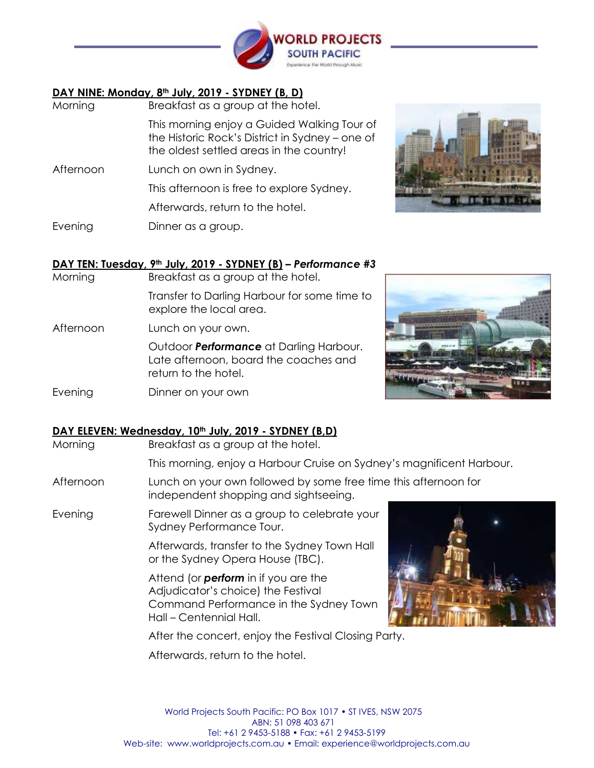## DAY NINE: Monday, 8th July, 2019 - SYDNEY (B, D)

Morning Breakfast as a group at the hotel.

This morning enjoy a Guided Walking Tour of the Historic Rock's District in Sydney – one of the oldest settled areas in the country!

Afternoon Lunch on own in Sydney.

This afternoon is free to explore Sydney.

Afterwards, return to the hotel.

Evening Dinner as a group.

## DAY TEN: Tuesday, 9th July, 2019 - SYDNEY (B) – *Performance #3*

Morning Breakfast as a group at the hotel.

Transfer to Darling Harbour for some time to explore the local area.

Afternoon Lunch on your own.

Outdoor ***Performance*** at Darling Harbour. Late afternoon, board the coaches and return to the hotel.

Evening Dinner on your own

## DAY ELEVEN: Wednesday, 10th July, 2019 - SYDNEY (B,D)

Morning Breakfast as a group at the hotel.

This morning, enjoy a Harbour Cruise on Sydney's magnificent Harbour.

Afternoon Lunch on your own followed by some free time this afternoon for independent shopping and sightseeing.

Evening Farewell Dinner as a group to celebrate your Sydney Performance Tour.

Afterwards, transfer to the Sydney Town Hall or the Sydney Opera House (TBC).

Attend (or ***perform*** in if you are the Adjudicator's choice) the Festival Command Performance in the Sydney Town Hall – Centennial Hall.

After the concert, enjoy the Festival Closing Party.

Afterwards, return to the hotel.

World Projects South Pacific: PO Box 1017 • ST IVES, NSW 2075
ABN: 51 098 403 671
Tel: +61 2 9453-5188 • Fax: +61 2 9453-5199
Web-site: www.worldprojects.com.au • Email: experience@worldprojects.com.au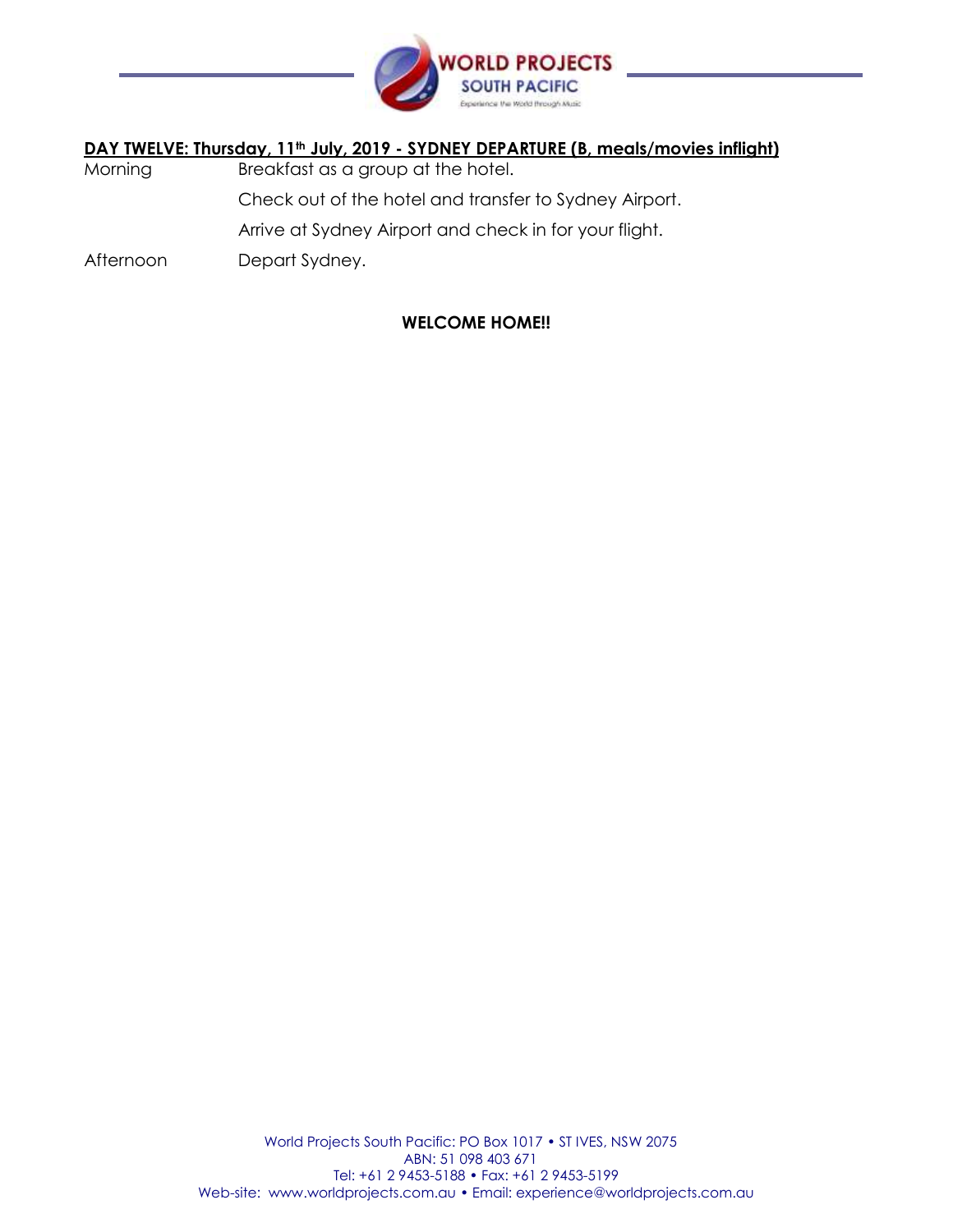**DAY TWELVE: Thursday, 11th July, 2019 - SYDNEY DEPARTURE (B, meals/movies inflight)**

| | |
|---|---|
| Morning | Breakfast as a group at the hotel. |
| | Check out of the hotel and transfer to Sydney Airport. |
| | Arrive at Sydney Airport and check in for your flight. |
| Afternoon | Depart Sydney. |

**WELCOME HOME!!**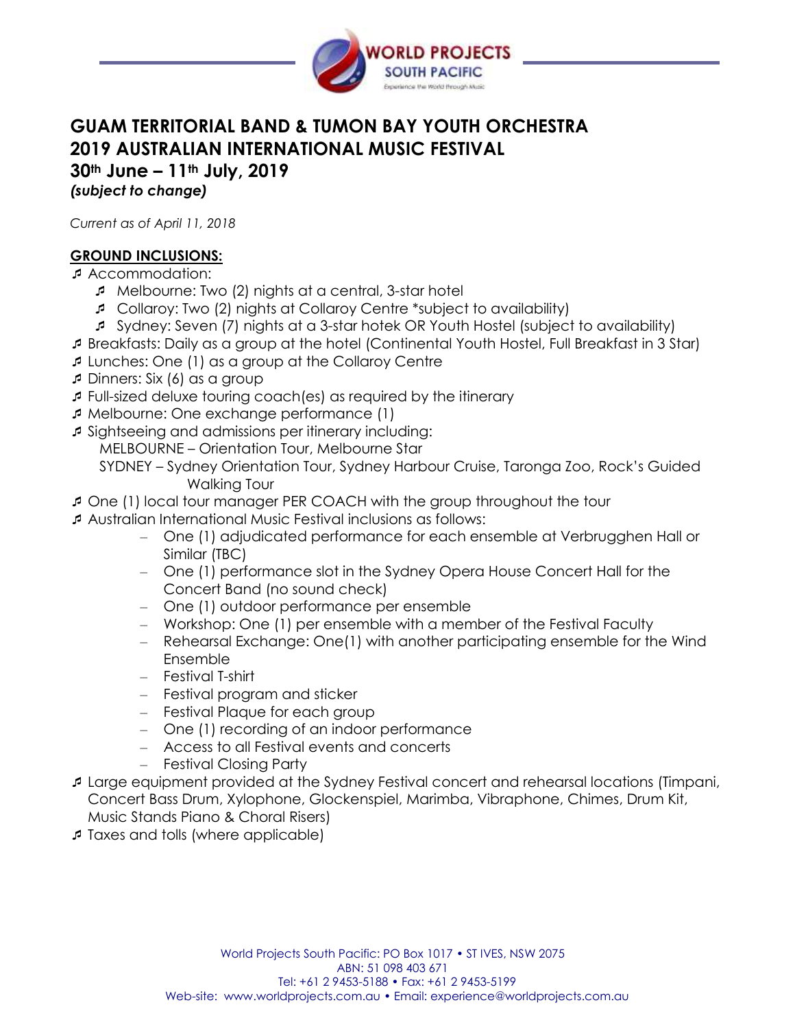# GUAM TERRITORIAL BAND & TUMON BAY YOUTH ORCHESTRA
# 2019 AUSTRALIAN INTERNATIONAL MUSIC FESTIVAL
## 30th June – 11th July, 2019
***(subject to change)***

*Current as of April 11, 2018*

**GROUND INCLUSIONS:**

- Accommodation:
  - Melbourne: Two (2) nights at a central, 3-star hotel
  - Collaroy: Two (2) nights at Collaroy Centre *subject to availability)
  - Sydney: Seven (7) nights at a 3-star hotek OR Youth Hostel (subject to availability)
- Breakfasts: Daily as a group at the hotel (Continental Youth Hostel, Full Breakfast in 3 Star)
- Lunches: One (1) as a group at the Collaroy Centre
- Dinners: Six (6) as a group
- Full-sized deluxe touring coach(es) as required by the itinerary
- Melbourne: One exchange performance (1)
- Sightseeing and admissions per itinerary including:
  MELBOURNE – Orientation Tour, Melbourne Star
  SYDNEY – Sydney Orientation Tour, Sydney Harbour Cruise, Taronga Zoo, Rock's Guided Walking Tour
- One (1) local tour manager PER COACH with the group throughout the tour
- Australian International Music Festival inclusions as follows:
  - One (1) adjudicated performance for each ensemble at Verbrugghen Hall or Similar (TBC)
  - One (1) performance slot in the Sydney Opera House Concert Hall for the Concert Band (no sound check)
  - One (1) outdoor performance per ensemble
  - Workshop: One (1) per ensemble with a member of the Festival Faculty
  - Rehearsal Exchange: One(1) with another participating ensemble for the Wind Ensemble
  - Festival T-shirt
  - Festival program and sticker
  - Festival Plaque for each group
  - One (1) recording of an indoor performance
  - Access to all Festival events and concerts
  - Festival Closing Party
- Large equipment provided at the Sydney Festival concert and rehearsal locations (Timpani, Concert Bass Drum, Xylophone, Glockenspiel, Marimba, Vibraphone, Chimes, Drum Kit, Music Stands Piano & Choral Risers)
- Taxes and tolls (where applicable)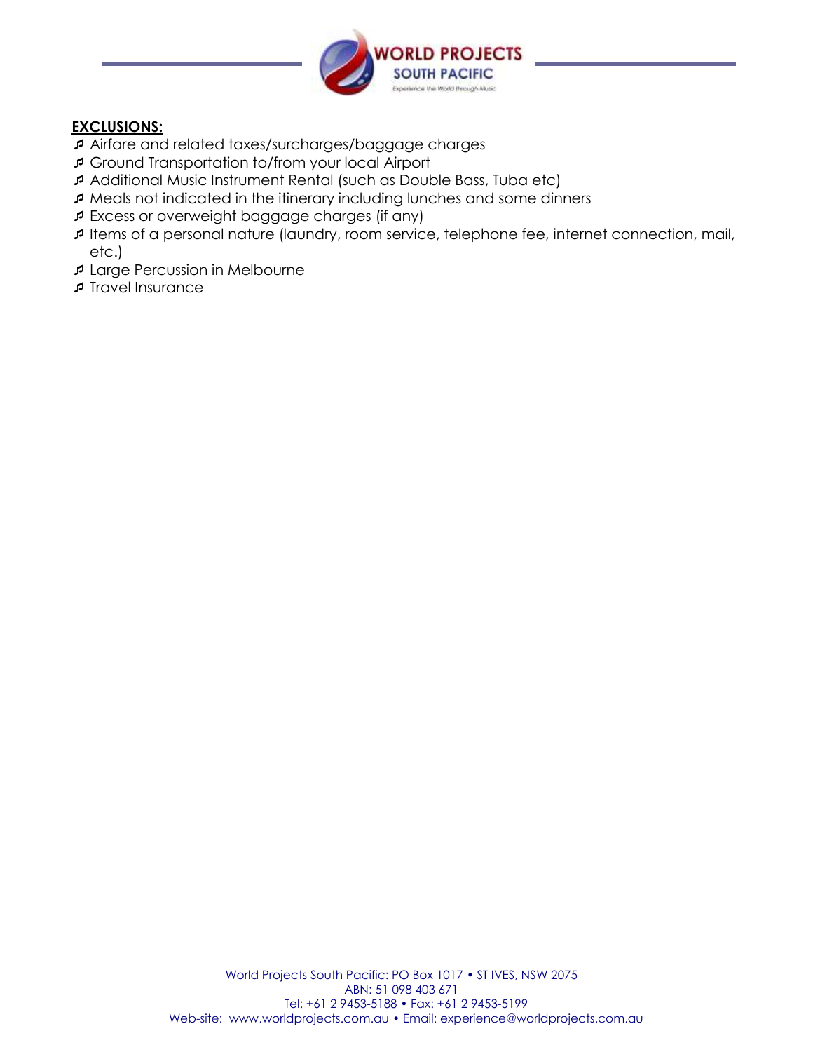**EXCLUSIONS:**

- Airfare and related taxes/surcharges/baggage charges
- Ground Transportation to/from your local Airport
- Additional Music Instrument Rental (such as Double Bass, Tuba etc)
- Meals not indicated in the itinerary including lunches and some dinners
- Excess or overweight baggage charges (if any)
- Items of a personal nature (laundry, room service, telephone fee, internet connection, mail, etc.)
- Large Percussion in Melbourne
- Travel Insurance